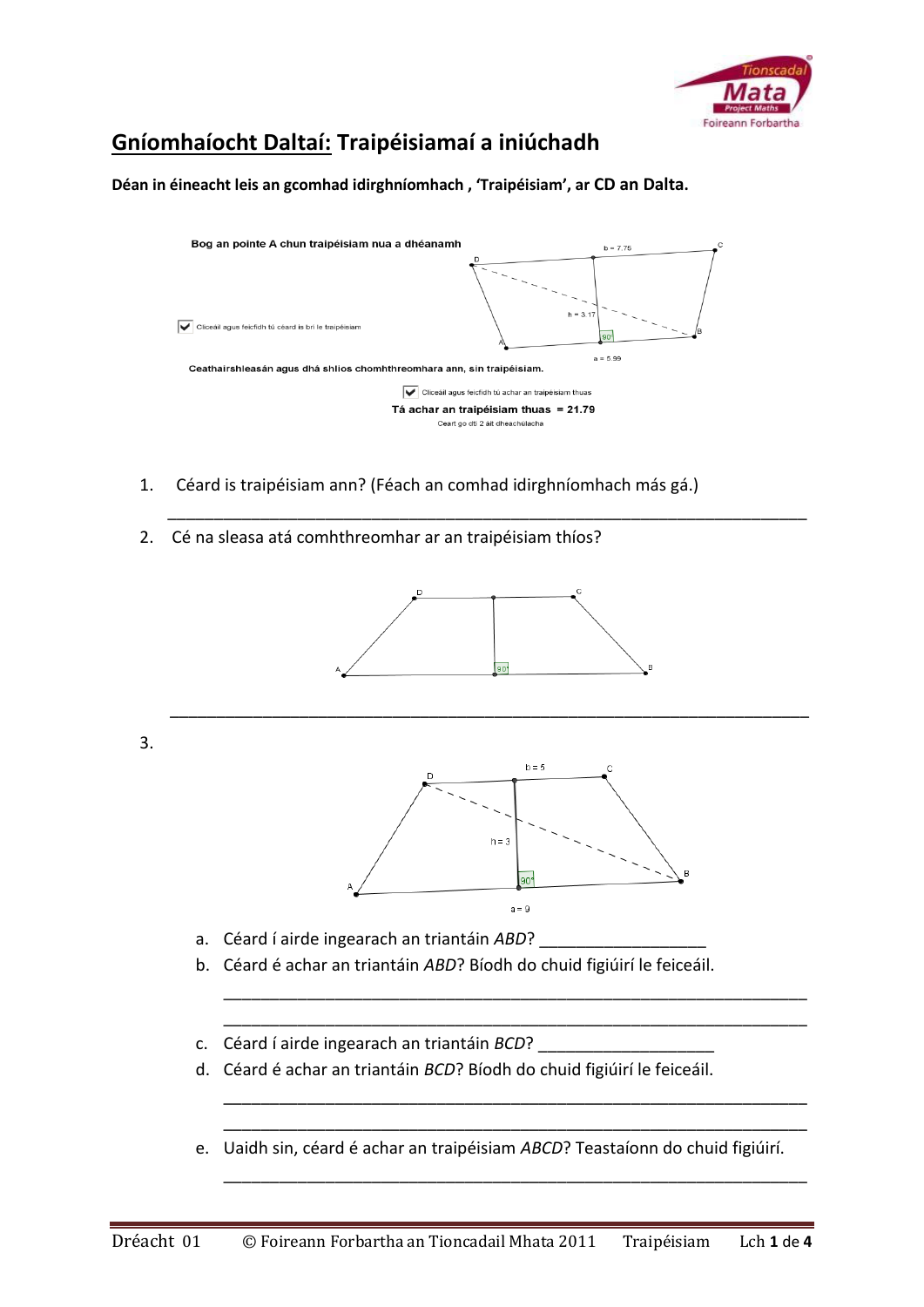## Gníomhaíocht Daltaí: Traipéisiamaí a iniúchadh

**Déan in éineacht leis an gcomhad idirghníomhach , 'Traipéisiam', ar CD an Dalta.**

Bog an pointe A chun traipéisiam nua a dhéanamh

Cliceáil agus feicfidh tú céard is brí le traipéisiam

Ceathairshleasán agus dhá shlios chomhthreomhara ann, sin traipéisiam.

b = 7.75

h = 3.17

a = 5.99

Cliceáil agus feicfidh tú achar an traipéisiam thuas

Tá achar an traipéisiam thuas = 21.79

Ceart go dtí 2 áit dheachúlacha

1. Céard is traipéisiam ann? (Féach an comhad idirghníomhach más gá.)

_______________________________________________________________

2. Cé na sleasa atá comhthreomhar ar an traipéisiam thíos?

_______________________________________________________________

3.

b = 5

h = 3

a = 9

a. Céard í airde ingearach an triantáin *ABD*? ________________

b. Céard é achar an triantáin *ABD*? Bíodh do chuid figiúirí le feiceáil.

_______________________________________________________________

_______________________________________________________________

c. Céard í airde ingearach an triantáin *BCD*? ________________

d. Céard é achar an triantáin *BCD*? Bíodh do chuid figiúirí le feiceáil.

_______________________________________________________________

_______________________________________________________________

e. Uaidh sin, céard é achar an traipéisiam *ABCD*? Teastaíonn do chuid figiúirí.

_______________________________________________________________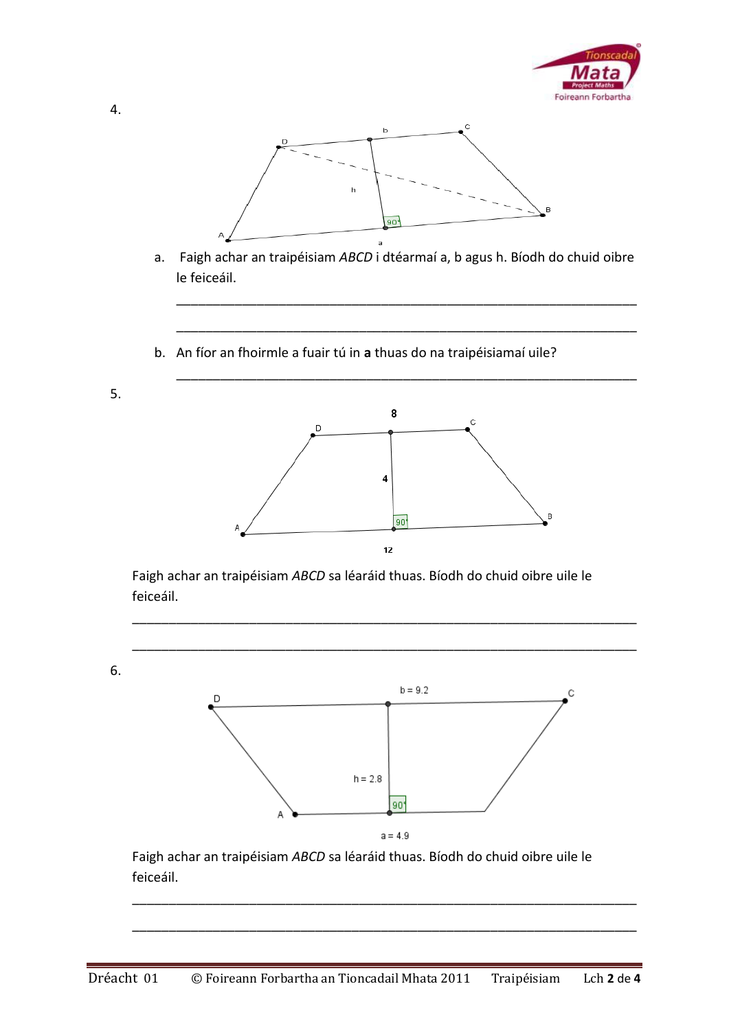4.

D b C

h

90°

A a B

a. Faigh achar an traipéisiam *ABCD* i dtéarmaí a, b agus h. Bíodh do chuid oibre le feiceáil.

______________________________________________________________

______________________________________________________________

b. An fíor an fhoirmle a fuair tú in **a** thuas do na traipéisiamaí uile?

______________________________________________________________

5.

8

D C

4

90°

A B

12

Faigh achar an traipéisiam *ABCD* sa léaráid thuas. Bíodh do chuid oibre uile le feiceáil.

______________________________________________________________

______________________________________________________________

6.

b = 9.2

D C

h = 2.8

90°

A

a = 4.9

Faigh achar an traipéisiam *ABCD* sa léaráid thuas. Bíodh do chuid oibre uile le feiceáil.

______________________________________________________________

______________________________________________________________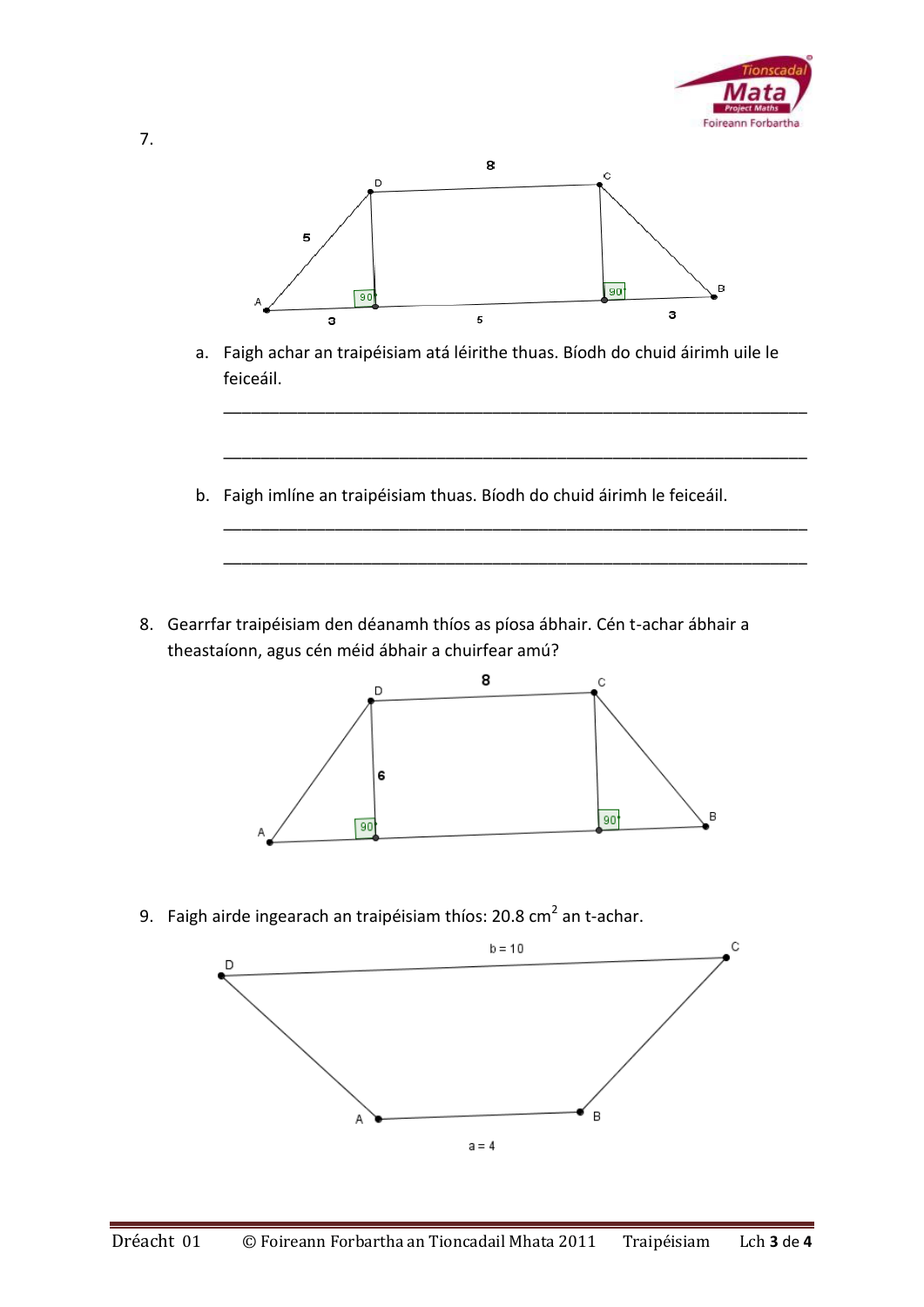7.

D C
8
5
90° 90°
A B
3 5 3

a. Faigh achar an traipéisiam atá léirithe thuas. Bíodh do chuid áirimh uile le feiceáil.

______________________________________________________________

______________________________________________________________

b. Faigh imlíne an traipéisiam thuas. Bíodh do chuid áirimh le feiceáil.

______________________________________________________________

______________________________________________________________

8. Gearrfar traipéisiam den déanamh thíos as píosa ábhair. Cén t-achar ábhair a theastaíonn, agus cén méid ábhair a chuirfear amú?

D 8 C
6
90° 90°
A B

9. Faigh airde ingearach an traipéisiam thíos: 20.8 $cm^2$ an t-achar.

b = 10
D C
A B
a = 4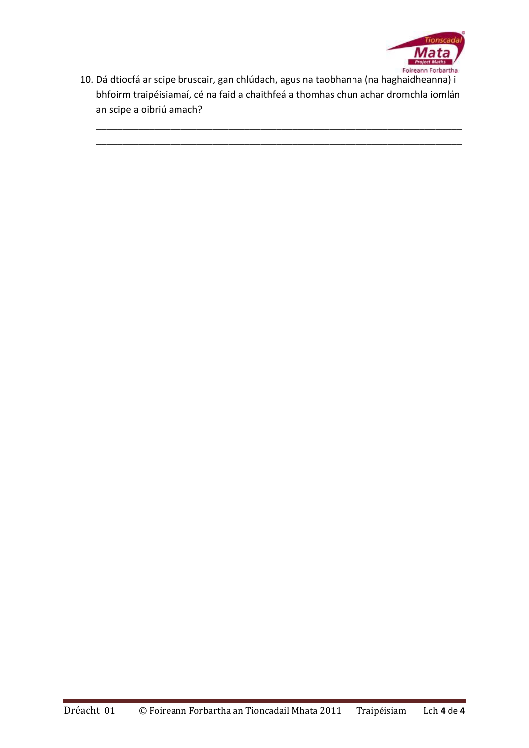10. Dá dtiocfá ar scipe bruscair, gan chlúdach, agus na taobhanna (na haghaidheanna) i bhfoirm traipéisiamaí, cé na faid a chaithfeá a thomhas chun achar dromchla iomlán an scipe a oibriú amach?

______________________________________________________________________

______________________________________________________________________